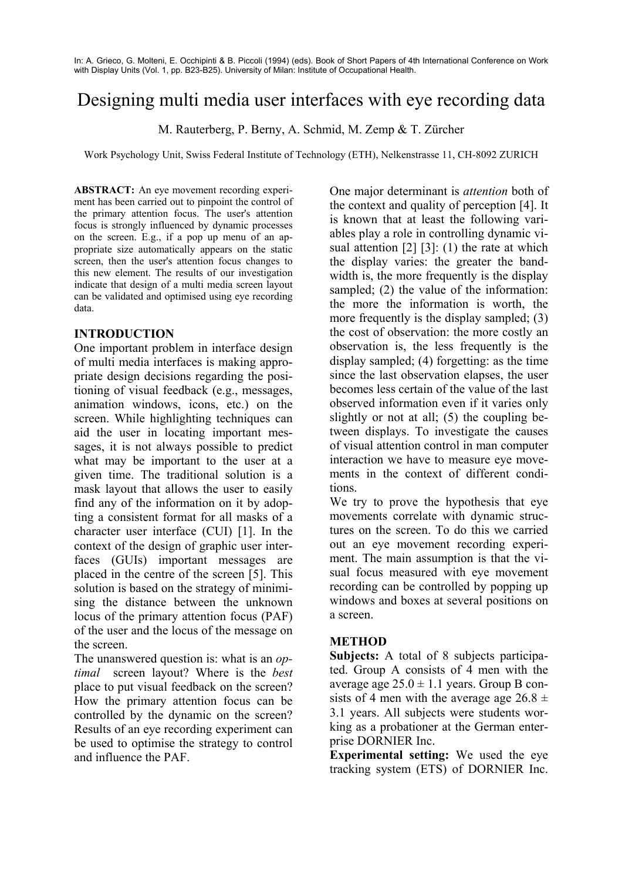In: A. Grieco, G. Molteni, E. Occhipinti & B. Piccoli (1994) (eds). Book of Short Papers of 4th International Conference on Work with Display Units (Vol. 1, pp. B23-B25). University of Milan: Institute of Occupational Health.

# Designing multi media user interfaces with eye recording data

M. Rauterberg, P. Berny, A. Schmid, M. Zemp & T. Zürcher

Work Psychology Unit, Swiss Federal Institute of Technology (ETH), Nelkenstrasse 11, CH-8092 ZURICH

**ABSTRACT:** An eye movement recording experiment has been carried out to pinpoint the control of the primary attention focus. The user's attention focus is strongly influenced by dynamic processes on the screen. E.g., if a pop up menu of an appropriate size automatically appears on the static screen, then the user's attention focus changes to this new element. The results of our investigation indicate that design of a multi media screen layout can be validated and optimised using eye recording data.

## INTRODUCTION

One important problem in interface design of multi media interfaces is making appropriate design decisions regarding the positioning of visual feedback (e.g., messages, animation windows, icons, etc.) on the screen. While highlighting techniques can aid the user in locating important messages, it is not always possible to predict what may be important to the user at a given time. The traditional solution is a mask layout that allows the user to easily find any of the information on it by adopting a consistent format for all masks of a character user interface (CUI) [1]. In the context of the design of graphic user interfaces (GUIs) important messages are placed in the centre of the screen [5]. This solution is based on the strategy of minimising the distance between the unknown locus of the primary attention focus (PAF) of the user and the locus of the message on the screen.

The unanswered question is: what is an *optimal* screen layout? Where is the *best* place to put visual feedback on the screen? How the primary attention focus can be controlled by the dynamic on the screen? Results of an eye recording experiment can be used to optimise the strategy to control and influence the PAF.

One major determinant is *attention* both of the context and quality of perception [4]. It is known that at least the following variables play a role in controlling dynamic visual attention [2] [3]: (1) the rate at which the display varies: the greater the bandwidth is, the more frequently is the display sampled; (2) the value of the information: the more the information is worth, the more frequently is the display sampled; (3) the cost of observation: the more costly an observation is, the less frequently is the display sampled; (4) forgetting: as the time since the last observation elapses, the user becomes less certain of the value of the last observed information even if it varies only slightly or not at all; (5) the coupling between displays. To investigate the causes of visual attention control in man computer interaction we have to measure eye movements in the context of different conditions.

We try to prove the hypothesis that eye movements correlate with dynamic structures on the screen. To do this we carried out an eye movement recording experiment. The main assumption is that the visual focus measured with eye movement recording can be controlled by popping up windows and boxes at several positions on a screen.

## METHOD

**Subjects:** A total of 8 subjects participated. Group A consists of 4 men with the average age 25.0 ± 1.1 years. Group B consists of 4 men with the average age 26.8 ± 3.1 years. All subjects were students working as a probationer at the German enterprise DORNIER Inc.

**Experimental setting:** We used the eye tracking system (ETS) of DORNIER Inc.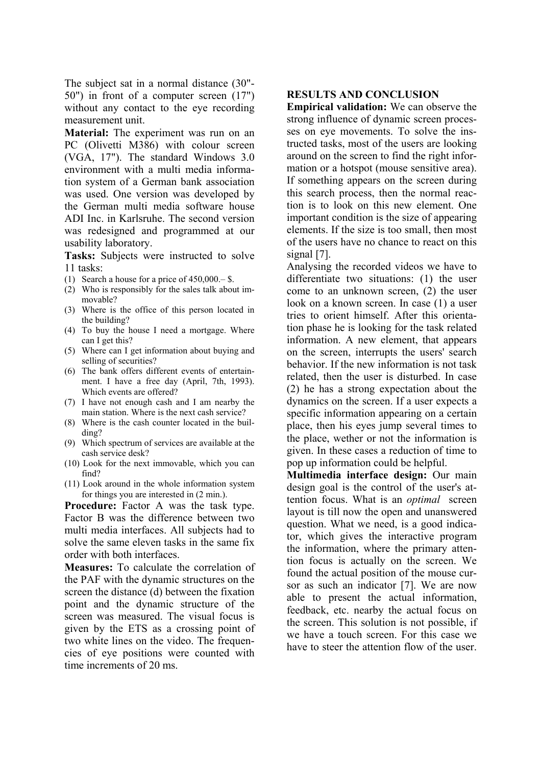The subject sat in a normal distance (30"-50") in front of a computer screen (17") without any contact to the eye recording measurement unit.

**Material:** The experiment was run on an PC (Olivetti M386) with colour screen (VGA, 17"). The standard Windows 3.0 environment with a multi media information system of a German bank association was used. One version was developed by the German multi media software house ADI Inc. in Karlsruhe. The second version was redesigned and programmed at our usability laboratory.

**Tasks:** Subjects were instructed to solve 11 tasks:

(1) Search a house for a price of 450,000.– $.
(2) Who is responsibly for the sales talk about immovable?
(3) Where is the office of this person located in the building?
(4) To buy the house I need a mortgage. Where can I get this?
(5) Where can I get information about buying and selling of securities?
(6) The bank offers different events of entertainment. I have a free day (April, 7th, 1993). Which events are offered?
(7) I have not enough cash and I am nearby the main station. Where is the next cash service?
(8) Where is the cash counter located in the building?
(9) Which spectrum of services are available at the cash service desk?
(10) Look for the next immovable, which you can find?
(11) Look around in the whole information system for things you are interested in (2 min.).

**Procedure:** Factor A was the task type. Factor B was the difference between two multi media interfaces. All subjects had to solve the same eleven tasks in the same fix order with both interfaces.

**Measures:** To calculate the correlation of the PAF with the dynamic structures on the screen the distance (d) between the fixation point and the dynamic structure of the screen was measured. The visual focus is given by the ETS as a crossing point of two white lines on the video. The frequencies of eye positions were counted with time increments of 20 ms.

## RESULTS AND CONCLUSION

**Empirical validation:** We can observe the strong influence of dynamic screen processes on eye movements. To solve the instructed tasks, most of the users are looking around on the screen to find the right information or a hotspot (mouse sensitive area). If something appears on the screen during this search process, then the normal reaction is to look on this new element. One important condition is the size of appearing elements. If the size is too small, then most of the users have no chance to react on this signal [7].

Analysing the recorded videos we have to differentiate two situations: (1) the user come to an unknown screen, (2) the user look on a known screen. In case (1) a user tries to orient himself. After this orientation phase he is looking for the task related information. A new element, that appears on the screen, interrupts the users' search behavior. If the new information is not task related, then the user is disturbed. In case (2) he has a strong expectation about the dynamics on the screen. If a user expects a specific information appearing on a certain place, then his eyes jump several times to the place, wether or not the information is given. In these cases a reduction of time to pop up information could be helpful.

**Multimedia interface design:** Our main design goal is the control of the user's attention focus. What is an *optimal* screen layout is till now the open and unanswered question. What we need, is a good indicator, which gives the interactive program the information, where the primary attention focus is actually on the screen. We found the actual position of the mouse cursor as such an indicator [7]. We are now able to present the actual information, feedback, etc. nearby the actual focus on the screen. This solution is not possible, if we have a touch screen. For this case we have to steer the attention flow of the user.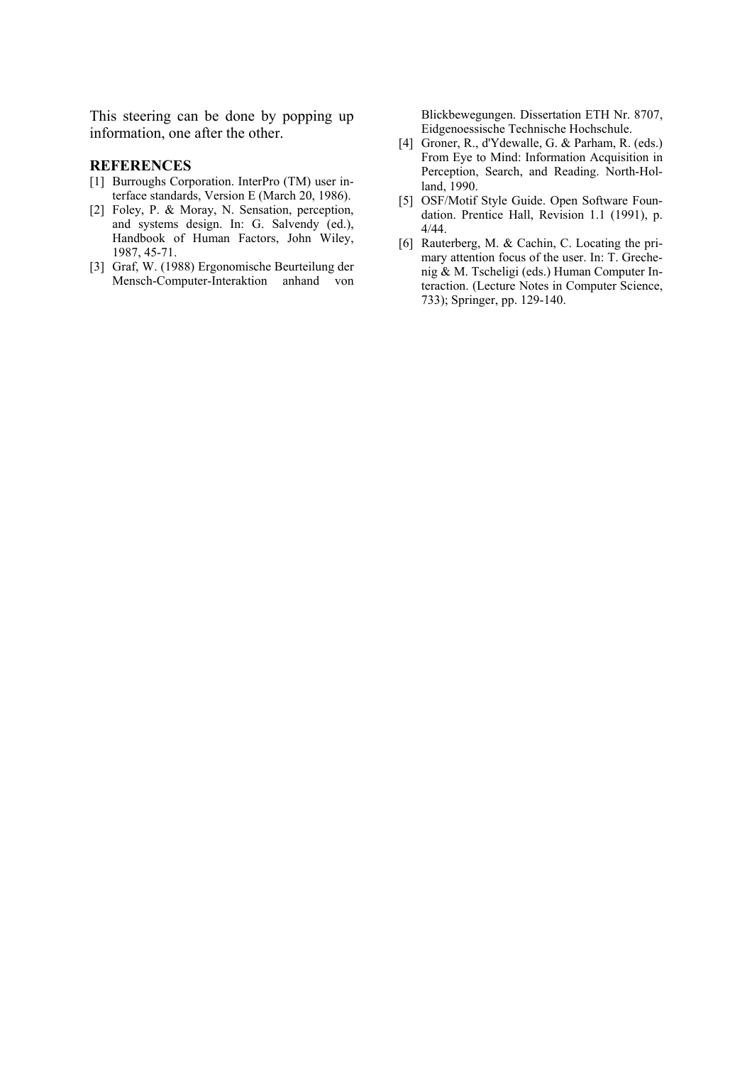This steering can be done by popping up information, one after the other.

## REFERENCES

[1] Burroughs Corporation. InterPro (TM) user interface standards, Version E (March 20, 1986).

[2] Foley, P. & Moray, N. Sensation, perception, and systems design. In: G. Salvendy (ed.), Handbook of Human Factors, John Wiley, 1987, 45-71.

[3] Graf, W. (1988) Ergonomische Beurteilung der Mensch-Computer-Interaktion anhand von Blickbewegungen. Dissertation ETH Nr. 8707, Eidgenoessische Technische Hochschule.

[4] Groner, R., d'Ydewalle, G. & Parham, R. (eds.) From Eye to Mind: Information Acquisition in Perception, Search, and Reading. North-Holland, 1990.

[5] OSF/Motif Style Guide. Open Software Foundation. Prentice Hall, Revision 1.1 (1991), p. 4/44.

[6] Rauterberg, M. & Cachin, C. Locating the primary attention focus of the user. In: T. Grechenig & M. Tscheligi (eds.) Human Computer Interaction. (Lecture Notes in Computer Science, 733); Springer, pp. 129-140.